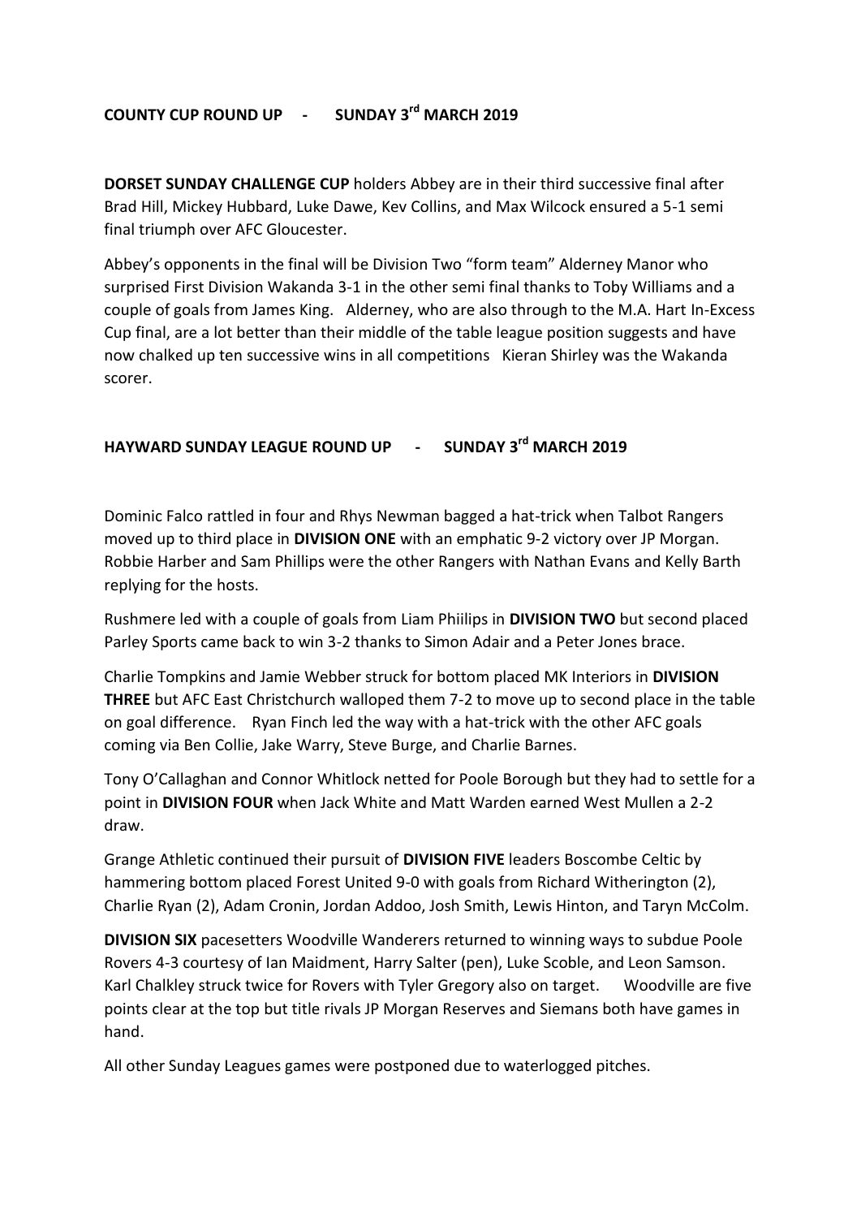## COUNTY CUP ROUND UP - SUNDAY 3rd MARCH 2019

**DORSET SUNDAY CHALLENGE CUP** holders Abbey are in their third successive final after Brad Hill, Mickey Hubbard, Luke Dawe, Kev Collins, and Max Wilcock ensured a 5-1 semi final triumph over AFC Gloucester.

Abbey's opponents in the final will be Division Two "form team" Alderney Manor who surprised First Division Wakanda 3-1 in the other semi final thanks to Toby Williams and a couple of goals from James King. Alderney, who are also through to the M.A. Hart In-Excess Cup final, are a lot better than their middle of the table league position suggests and have now chalked up ten successive wins in all competitions Kieran Shirley was the Wakanda scorer.

## HAYWARD SUNDAY LEAGUE ROUND UP - SUNDAY 3rd MARCH 2019

Dominic Falco rattled in four and Rhys Newman bagged a hat-trick when Talbot Rangers moved up to third place in **DIVISION ONE** with an emphatic 9-2 victory over JP Morgan. Robbie Harber and Sam Phillips were the other Rangers with Nathan Evans and Kelly Barth replying for the hosts.

Rushmere led with a couple of goals from Liam Phiilips in **DIVISION TWO** but second placed Parley Sports came back to win 3-2 thanks to Simon Adair and a Peter Jones brace.

Charlie Tompkins and Jamie Webber struck for bottom placed MK Interiors in **DIVISION THREE** but AFC East Christchurch walloped them 7-2 to move up to second place in the table on goal difference. Ryan Finch led the way with a hat-trick with the other AFC goals coming via Ben Collie, Jake Warry, Steve Burge, and Charlie Barnes.

Tony O'Callaghan and Connor Whitlock netted for Poole Borough but they had to settle for a point in **DIVISION FOUR** when Jack White and Matt Warden earned West Mullen a 2-2 draw.

Grange Athletic continued their pursuit of **DIVISION FIVE** leaders Boscombe Celtic by hammering bottom placed Forest United 9-0 with goals from Richard Witherington (2), Charlie Ryan (2), Adam Cronin, Jordan Addoo, Josh Smith, Lewis Hinton, and Taryn McColm.

**DIVISION SIX** pacesetters Woodville Wanderers returned to winning ways to subdue Poole Rovers 4-3 courtesy of Ian Maidment, Harry Salter (pen), Luke Scoble, and Leon Samson. Karl Chalkley struck twice for Rovers with Tyler Gregory also on target. Woodville are five points clear at the top but title rivals JP Morgan Reserves and Siemans both have games in hand.

All other Sunday Leagues games were postponed due to waterlogged pitches.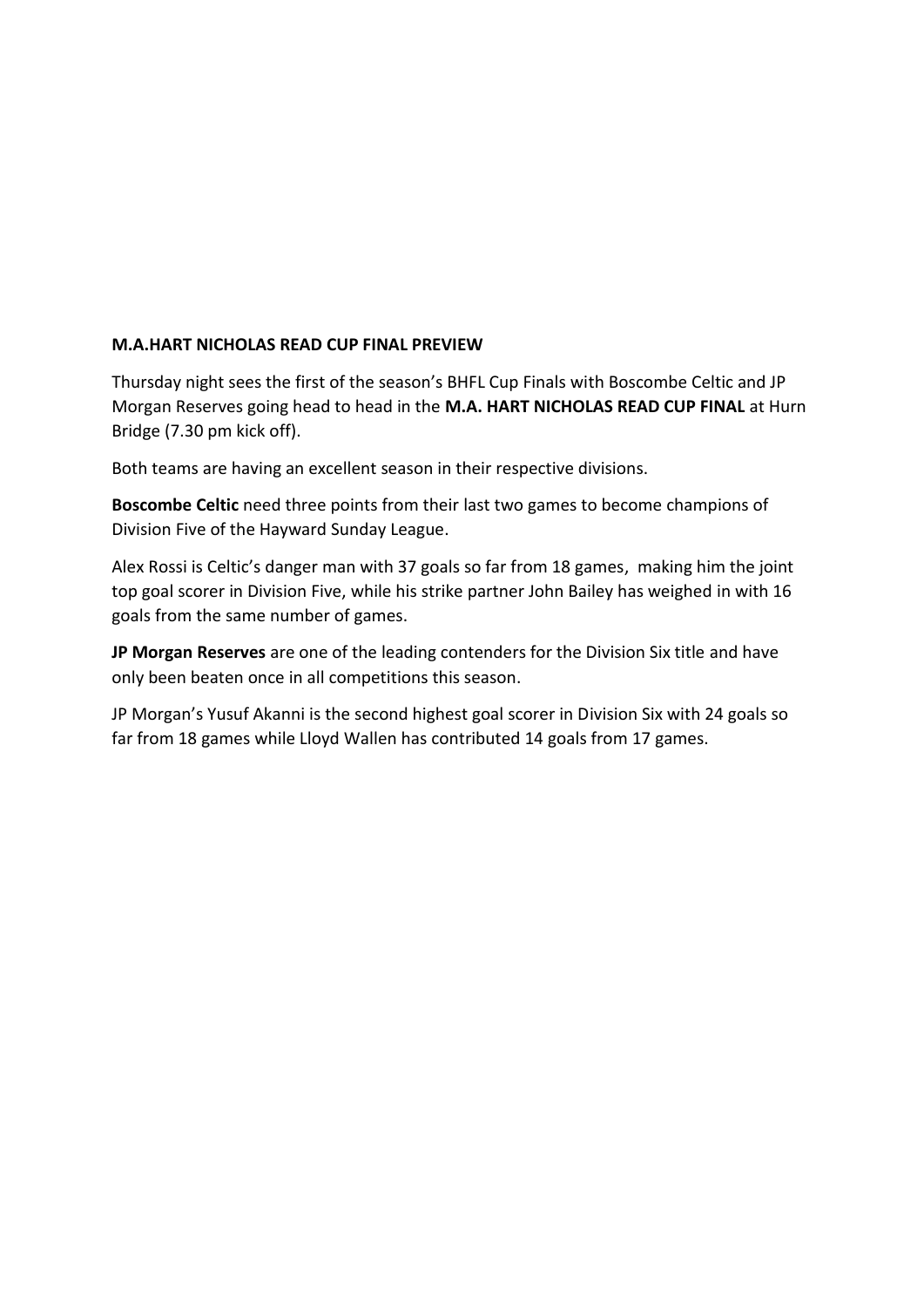**M.A.HART NICHOLAS READ CUP FINAL PREVIEW**

Thursday night sees the first of the season's BHFL Cup Finals with Boscombe Celtic and JP Morgan Reserves going head to head in the **M.A. HART NICHOLAS READ CUP FINAL** at Hurn Bridge (7.30 pm kick off).

Both teams are having an excellent season in their respective divisions.

**Boscombe Celtic** need three points from their last two games to become champions of Division Five of the Hayward Sunday League.

Alex Rossi is Celtic's danger man with 37 goals so far from 18 games, making him the joint top goal scorer in Division Five, while his strike partner John Bailey has weighed in with 16 goals from the same number of games.

**JP Morgan Reserves** are one of the leading contenders for the Division Six title and have only been beaten once in all competitions this season.

JP Morgan's Yusuf Akanni is the second highest goal scorer in Division Six with 24 goals so far from 18 games while Lloyd Wallen has contributed 14 goals from 17 games.